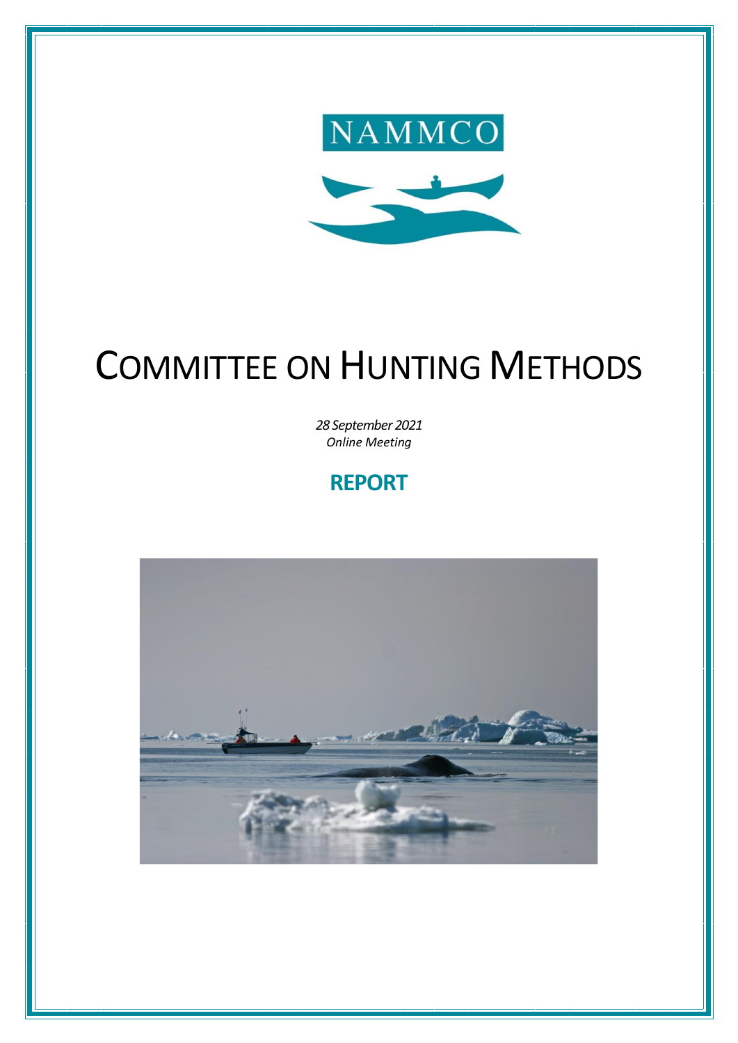NAMMCO

# COMMITTEE ON HUNTING METHODS

*28 September 2021*
*Online Meeting*

## REPORT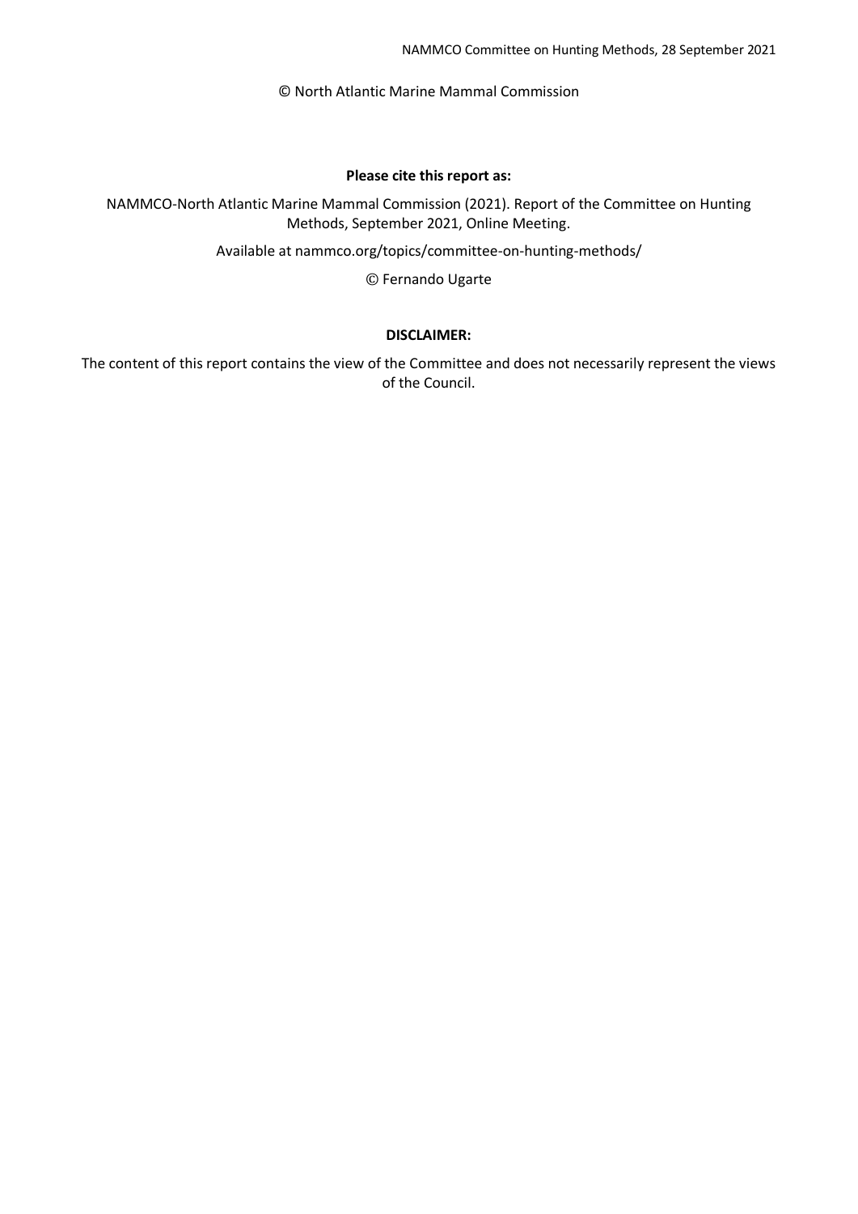© North Atlantic Marine Mammal Commission

**Please cite this report as:**

NAMMCO-North Atlantic Marine Mammal Commission (2021). Report of the Committee on Hunting Methods, September 2021, Online Meeting.

Available at nammco.org/topics/committee-on-hunting-methods/

© Fernando Ugarte

**DISCLAIMER:**

The content of this report contains the view of the Committee and does not necessarily represent the views of the Council.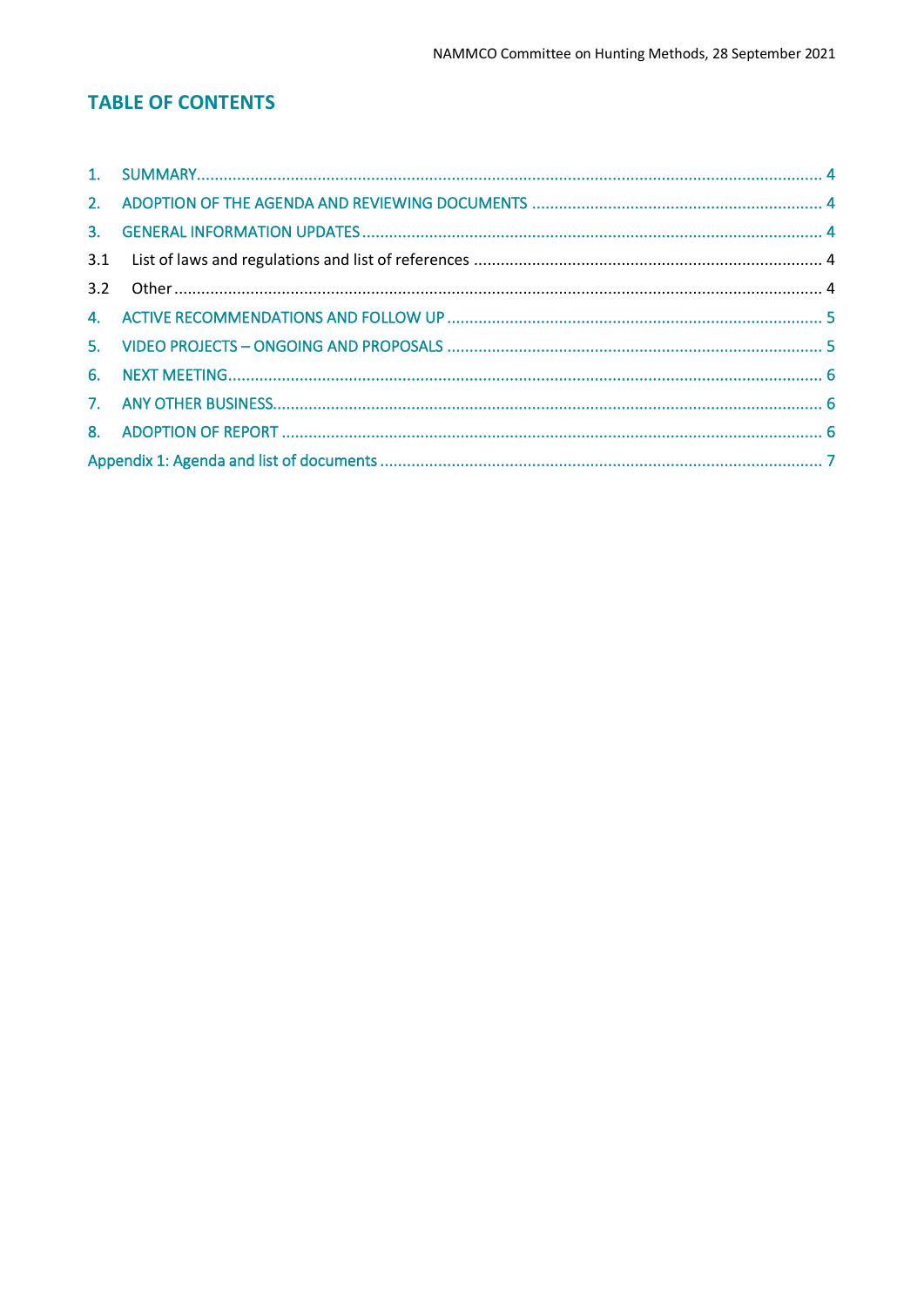## TABLE OF CONTENTS

1. SUMMARY ........................................................................ 4
2. ADOPTION OF THE AGENDA AND REVIEWING DOCUMENTS ........................................................................ 4
3. GENERAL INFORMATION UPDATES ........................................................................ 4
   - 3.1 List of laws and regulations and list of references ........................................................................ 4
   - 3.2 Other ........................................................................ 4
4. ACTIVE RECOMMENDATIONS AND FOLLOW UP ........................................................................ 5
5. VIDEO PROJECTS – ONGOING AND PROPOSALS ........................................................................ 5
6. NEXT MEETING ........................................................................ 6
7. ANY OTHER BUSINESS ........................................................................ 6
8. ADOPTION OF REPORT ........................................................................ 6

Appendix 1: Agenda and list of documents ........................................................................ 7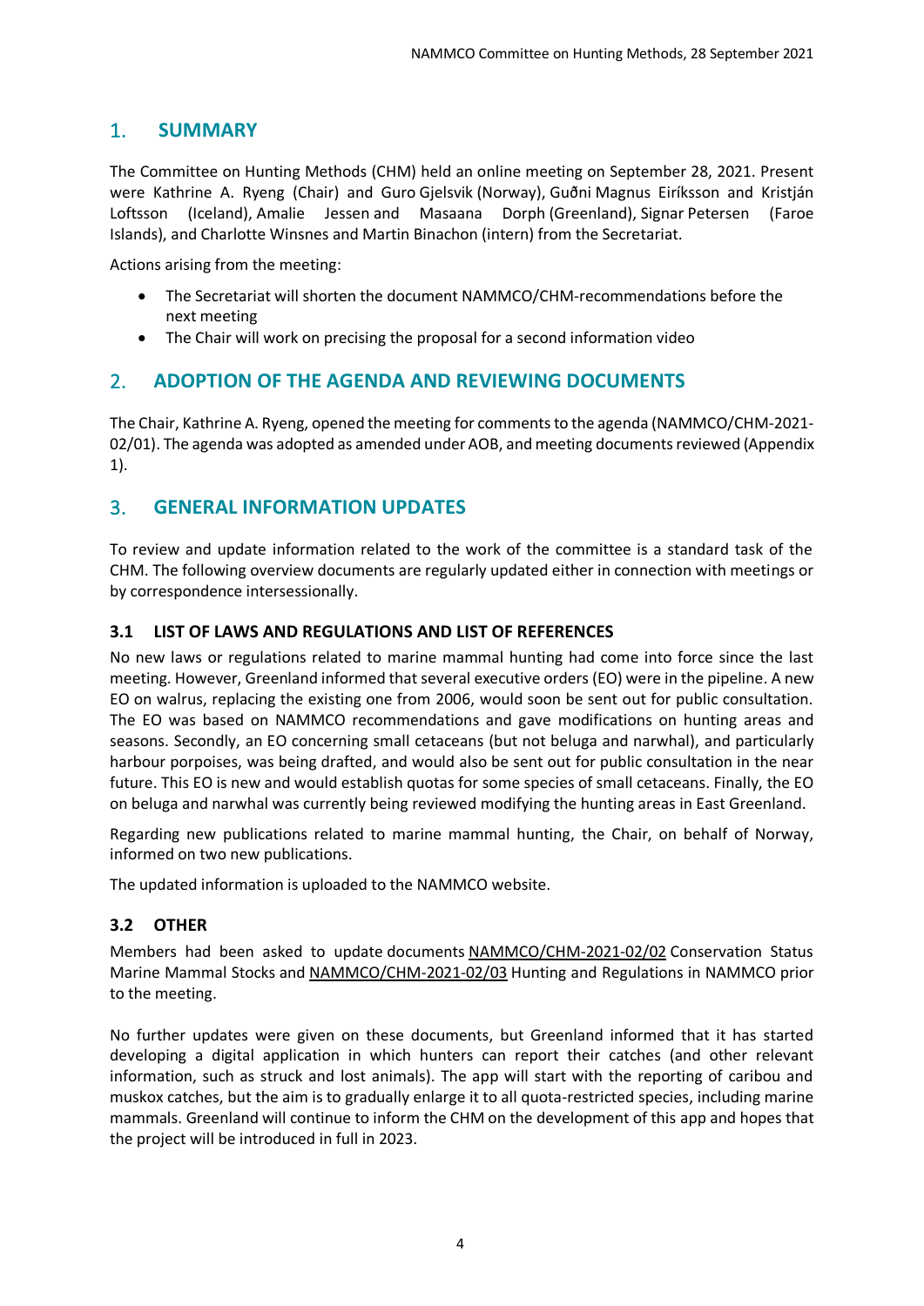## 1. SUMMARY

The Committee on Hunting Methods (CHM) held an online meeting on September 28, 2021. Present were Kathrine A. Ryeng (Chair) and Guro Gjelsvik (Norway), Guðni Magnus Eiríksson and Kristján Loftsson (Iceland), Amalie Jessen and Masaana Dorph (Greenland), Signar Petersen (Faroe Islands), and Charlotte Winsnes and Martin Binachon (intern) from the Secretariat.

Actions arising from the meeting:

- The Secretariat will shorten the document NAMMCO/CHM-recommendations before the next meeting
- The Chair will work on precising the proposal for a second information video

## 2. ADOPTION OF THE AGENDA AND REVIEWING DOCUMENTS

The Chair, Kathrine A. Ryeng, opened the meeting for comments to the agenda (NAMMCO/CHM-2021-02/01). The agenda was adopted as amended under AOB, and meeting documents reviewed (Appendix 1).

## 3. GENERAL INFORMATION UPDATES

To review and update information related to the work of the committee is a standard task of the CHM. The following overview documents are regularly updated either in connection with meetings or by correspondence intersessionally.

### 3.1 LIST OF LAWS AND REGULATIONS AND LIST OF REFERENCES

No new laws or regulations related to marine mammal hunting had come into force since the last meeting. However, Greenland informed that several executive orders (EO) were in the pipeline. A new EO on walrus, replacing the existing one from 2006, would soon be sent out for public consultation. The EO was based on NAMMCO recommendations and gave modifications on hunting areas and seasons. Secondly, an EO concerning small cetaceans (but not beluga and narwhal), and particularly harbour porpoises, was being drafted, and would also be sent out for public consultation in the near future. This EO is new and would establish quotas for some species of small cetaceans. Finally, the EO on beluga and narwhal was currently being reviewed modifying the hunting areas in East Greenland.

Regarding new publications related to marine mammal hunting, the Chair, on behalf of Norway, informed on two new publications.

The updated information is uploaded to the NAMMCO website.

### 3.2 OTHER

Members had been asked to update documents NAMMCO/CHM-2021-02/02 Conservation Status Marine Mammal Stocks and NAMMCO/CHM-2021-02/03 Hunting and Regulations in NAMMCO prior to the meeting.

No further updates were given on these documents, but Greenland informed that it has started developing a digital application in which hunters can report their catches (and other relevant information, such as struck and lost animals). The app will start with the reporting of caribou and muskox catches, but the aim is to gradually enlarge it to all quota-restricted species, including marine mammals. Greenland will continue to inform the CHM on the development of this app and hopes that the project will be introduced in full in 2023.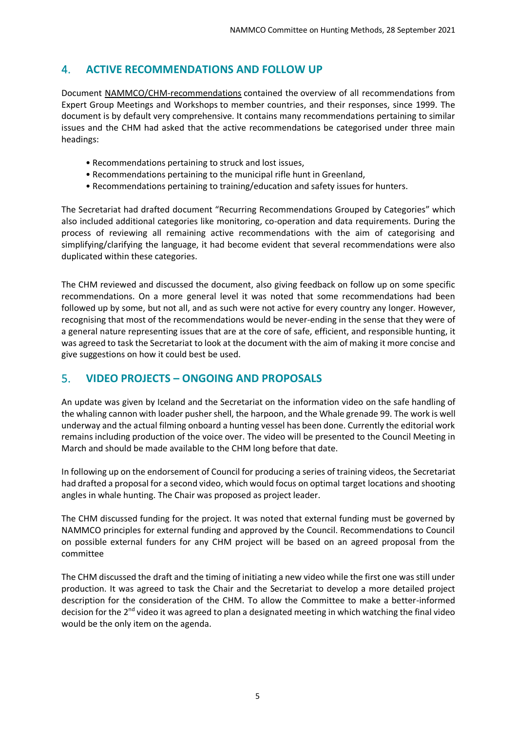## 4. ACTIVE RECOMMENDATIONS AND FOLLOW UP

Document NAMMCO/CHM-recommendations contained the overview of all recommendations from Expert Group Meetings and Workshops to member countries, and their responses, since 1999. The document is by default very comprehensive. It contains many recommendations pertaining to similar issues and the CHM had asked that the active recommendations be categorised under three main headings:

- Recommendations pertaining to struck and lost issues,
- Recommendations pertaining to the municipal rifle hunt in Greenland,
- Recommendations pertaining to training/education and safety issues for hunters.

The Secretariat had drafted document "Recurring Recommendations Grouped by Categories" which also included additional categories like monitoring, co-operation and data requirements. During the process of reviewing all remaining active recommendations with the aim of categorising and simplifying/clarifying the language, it had become evident that several recommendations were also duplicated within these categories.

The CHM reviewed and discussed the document, also giving feedback on follow up on some specific recommendations. On a more general level it was noted that some recommendations had been followed up by some, but not all, and as such were not active for every country any longer. However, recognising that most of the recommendations would be never-ending in the sense that they were of a general nature representing issues that are at the core of safe, efficient, and responsible hunting, it was agreed to task the Secretariat to look at the document with the aim of making it more concise and give suggestions on how it could best be used.

## 5. VIDEO PROJECTS – ONGOING AND PROPOSALS

An update was given by Iceland and the Secretariat on the information video on the safe handling of the whaling cannon with loader pusher shell, the harpoon, and the Whale grenade 99. The work is well underway and the actual filming onboard a hunting vessel has been done. Currently the editorial work remains including production of the voice over. The video will be presented to the Council Meeting in March and should be made available to the CHM long before that date.

In following up on the endorsement of Council for producing a series of training videos, the Secretariat had drafted a proposal for a second video, which would focus on optimal target locations and shooting angles in whale hunting. The Chair was proposed as project leader.

The CHM discussed funding for the project. It was noted that external funding must be governed by NAMMCO principles for external funding and approved by the Council. Recommendations to Council on possible external funders for any CHM project will be based on an agreed proposal from the committee

The CHM discussed the draft and the timing of initiating a new video while the first one was still under production. It was agreed to task the Chair and the Secretariat to develop a more detailed project description for the consideration of the CHM. To allow the Committee to make a better-informed decision for the 2nd video it was agreed to plan a designated meeting in which watching the final video would be the only item on the agenda.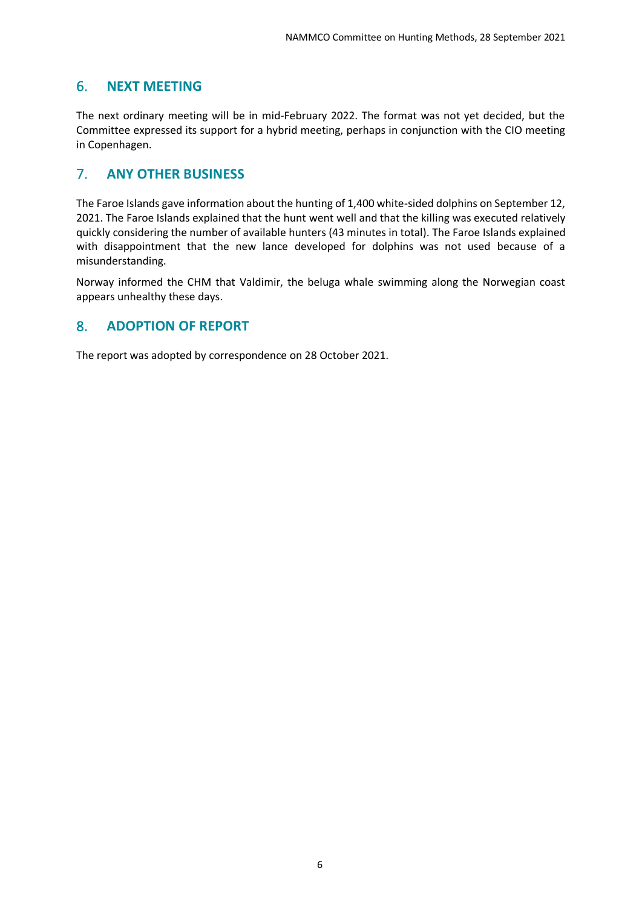## 6. NEXT MEETING

The next ordinary meeting will be in mid-February 2022. The format was not yet decided, but the Committee expressed its support for a hybrid meeting, perhaps in conjunction with the CIO meeting in Copenhagen.

## 7. ANY OTHER BUSINESS

The Faroe Islands gave information about the hunting of 1,400 white-sided dolphins on September 12, 2021. The Faroe Islands explained that the hunt went well and that the killing was executed relatively quickly considering the number of available hunters (43 minutes in total). The Faroe Islands explained with disappointment that the new lance developed for dolphins was not used because of a misunderstanding.

Norway informed the CHM that Valdimir, the beluga whale swimming along the Norwegian coast appears unhealthy these days.

## 8. ADOPTION OF REPORT

The report was adopted by correspondence on 28 October 2021.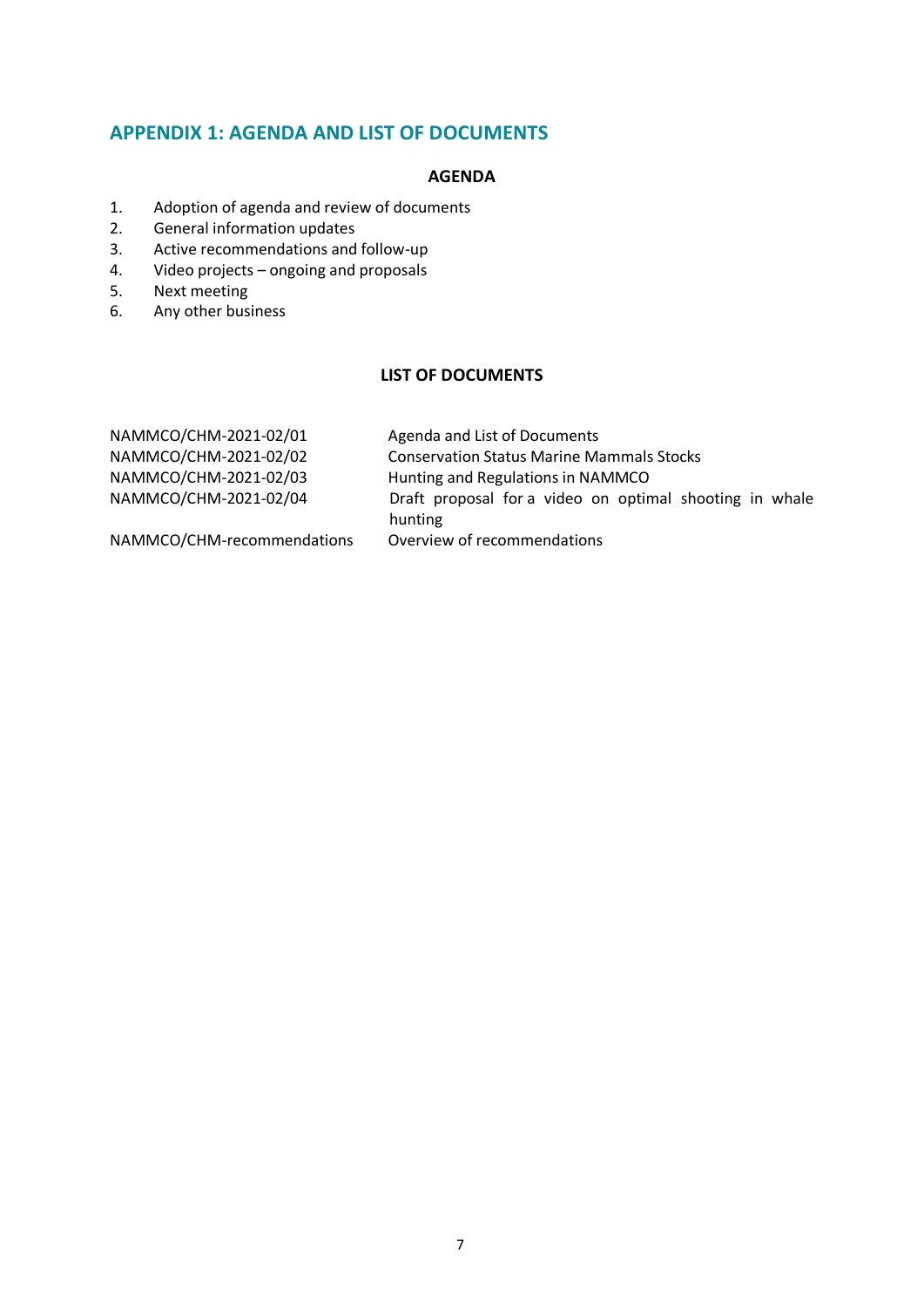## APPENDIX 1: AGENDA AND LIST OF DOCUMENTS

### AGENDA

1. Adoption of agenda and review of documents
2. General information updates
3. Active recommendations and follow-up
4. Video projects – ongoing and proposals
5. Next meeting
6. Any other business

### LIST OF DOCUMENTS

| | |
|---|---|
| NAMMCO/CHM-2021-02/01 | Agenda and List of Documents |
| NAMMCO/CHM-2021-02/02 | Conservation Status Marine Mammals Stocks |
| NAMMCO/CHM-2021-02/03 | Hunting and Regulations in NAMMCO |
| NAMMCO/CHM-2021-02/04 | Draft proposal for a video on optimal shooting in whale hunting |
| NAMMCO/CHM-recommendations | Overview of recommendations |